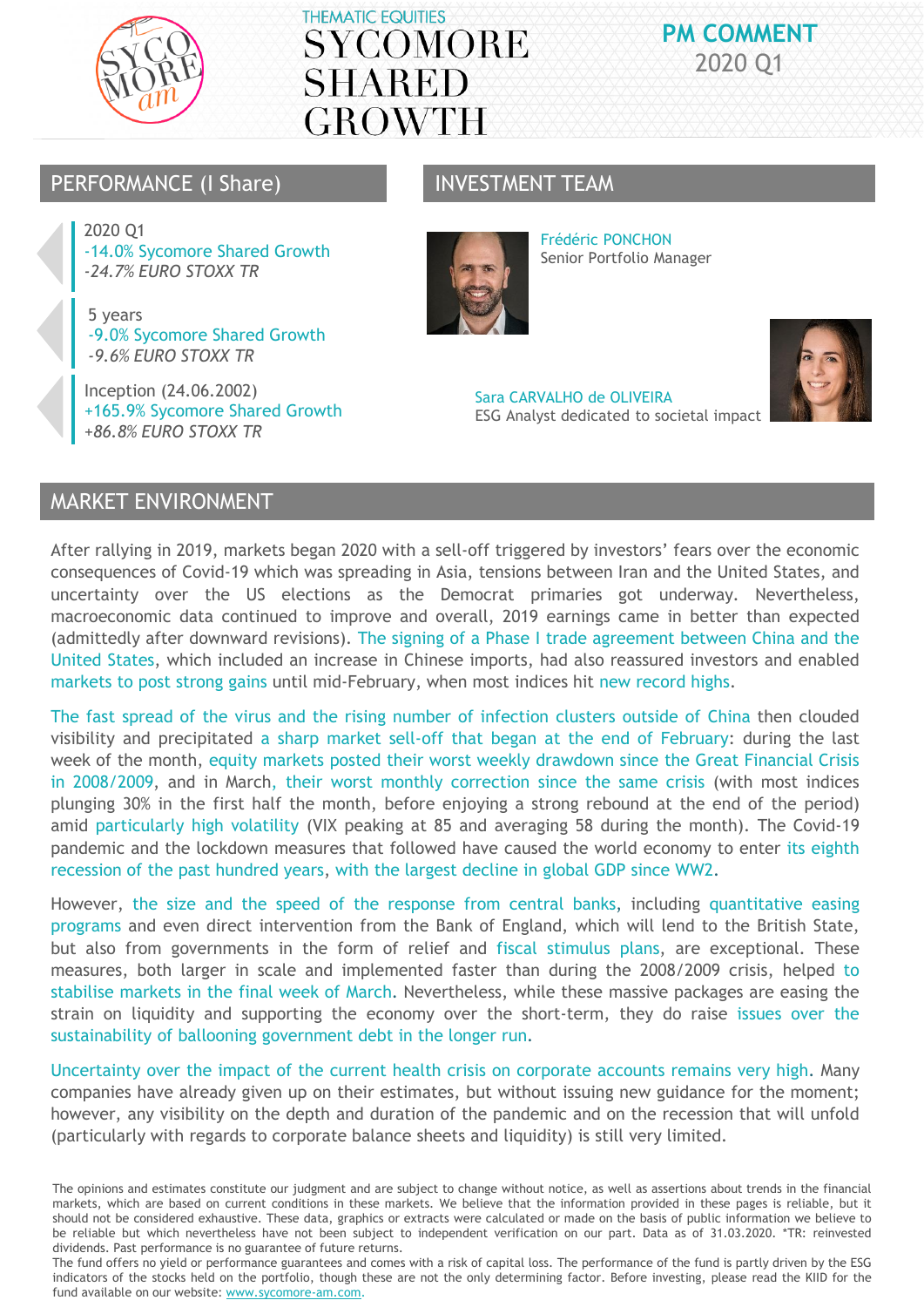THEMATIC EQUITIES

# SYCOMORE SHARED GROWTH

**PM COMMENT**
2020 Q1

## PERFORMANCE (I Share)

2020 Q1
-14.0% Sycomore Shared Growth
*-24.7% EURO STOXX TR*

5 years
-9.0% Sycomore Shared Growth
*-9.6% EURO STOXX TR*

Inception (24.06.2002)
+165.9% Sycomore Shared Growth
*+86.8% EURO STOXX TR*

## INVESTMENT TEAM

Frédéric PONCHON
Senior Portfolio Manager

Sara CARVALHO de OLIVEIRA
ESG Analyst dedicated to societal impact

## MARKET ENVIRONMENT

After rallying in 2019, markets began 2020 with a sell-off triggered by investors' fears over the economic consequences of Covid-19 which was spreading in Asia, tensions between Iran and the United States, and uncertainty over the US elections as the Democrat primaries got underway. Nevertheless, macroeconomic data continued to improve and overall, 2019 earnings came in better than expected (admittedly after downward revisions). The signing of a Phase I trade agreement between China and the United States, which included an increase in Chinese imports, had also reassured investors and enabled markets to post strong gains until mid-February, when most indices hit new record highs.

The fast spread of the virus and the rising number of infection clusters outside of China then clouded visibility and precipitated a sharp market sell-off that began at the end of February: during the last week of the month, equity markets posted their worst weekly drawdown since the Great Financial Crisis in 2008/2009, and in March, their worst monthly correction since the same crisis (with most indices plunging 30% in the first half the month, before enjoying a strong rebound at the end of the period) amid particularly high volatility (VIX peaking at 85 and averaging 58 during the month). The Covid-19 pandemic and the lockdown measures that followed have caused the world economy to enter its eighth recession of the past hundred years, with the largest decline in global GDP since WW2.

However, the size and the speed of the response from central banks, including quantitative easing programs and even direct intervention from the Bank of England, which will lend to the British State, but also from governments in the form of relief and fiscal stimulus plans, are exceptional. These measures, both larger in scale and implemented faster than during the 2008/2009 crisis, helped to stabilise markets in the final week of March. Nevertheless, while these massive packages are easing the strain on liquidity and supporting the economy over the short-term, they do raise issues over the sustainability of ballooning government debt in the longer run.

Uncertainty over the impact of the current health crisis on corporate accounts remains very high. Many companies have already given up on their estimates, but without issuing new guidance for the moment; however, any visibility on the depth and duration of the pandemic and on the recession that will unfold (particularly with regards to corporate balance sheets and liquidity) is still very limited.

The opinions and estimates constitute our judgment and are subject to change without notice, as well as assertions about trends in the financial markets, which are based on current conditions in these markets. We believe that the information provided in these pages is reliable, but it should not be considered exhaustive. These data, graphics or extracts were calculated or made on the basis of public information we believe to be reliable but which nevertheless have not been subject to independent verification on our part. Data as of 31.03.2020. *TR: reinvested dividends. Past performance is no guarantee of future returns.
The fund offers no yield or performance guarantees and comes with a risk of capital loss. The performance of the fund is partly driven by the ESG indicators of the stocks held on the portfolio, though these are not the only determining factor. Before investing, please read the KIID for the fund available on our website: www.sycomore-am.com.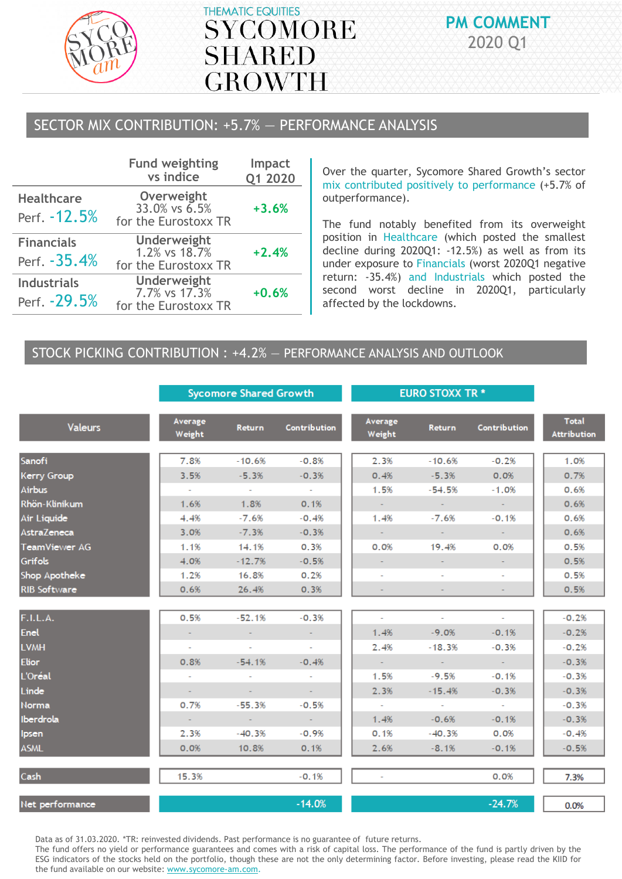THEMATIC EQUITIES

# SYCOMORE SHARED GROWTH

**PM COMMENT**
2020 Q1

## SECTOR MIX CONTRIBUTION: +5.7% — PERFORMANCE ANALYSIS

| | Fund weighting vs indice | Impact Q1 2020 |
|---|---|---|
| **Healthcare** Perf. -12.5% | **Overweight** 33.0% vs 6.5% for the Eurostoxx TR | **+3.6%** |
| **Financials** Perf. -35.4% | **Underweight** 1.2% vs 18.7% for the Eurostoxx TR | **+2.4%** |
| **Industrials** Perf. -29.5% | **Underweight** 7.7% vs 17.3% for the Eurostoxx TR | **+0.6%** |

Over the quarter, Sycomore Shared Growth's sector mix contributed positively to performance (+5.7% of outperformance).

The fund notably benefited from its overweight position in Healthcare (which posted the smallest decline during 2020Q1: -12.5%) as well as from its under exposure to Financials (worst 2020Q1 negative return: -35.4%) and Industrials which posted the second worst decline in 2020Q1, particularly affected by the lockdowns.

## STOCK PICKING CONTRIBUTION : +4.2% — PERFORMANCE ANALYSIS AND OUTLOOK

| Valeurs | Sycomore Shared Growth | | | EURO STOXX TR * | | | |
|---|---|---|---|---|---|---|---|
| | Average Weight | Return | Contribution | Average Weight | Return | Contribution | Total Attribution |
| Sanofi | 7.8% | -10.6% | -0.8% | 2.3% | -10.6% | -0.2% | 1.0% |
| Kerry Group | 3.5% | -5.3% | -0.3% | 0.4% | -5.3% | 0.0% | 0.7% |
| Airbus | - | - | - | 1.5% | -54.5% | -1.0% | 0.6% |
| Rhön-Klinikum | 1.6% | 1.8% | 0.1% | - | - | - | 0.6% |
| Air Liquide | 4.4% | -7.6% | -0.4% | 1.4% | -7.6% | -0.1% | 0.6% |
| AstraZeneca | 3.0% | -7.3% | -0.3% | - | - | - | 0.6% |
| TeamViewer AG | 1.1% | 14.1% | 0.3% | 0.0% | 19.4% | 0.0% | 0.5% |
| Grifols | 4.0% | -12.7% | -0.5% | - | - | - | 0.5% |
| Shop Apotheke | 1.2% | 16.8% | 0.2% | - | - | - | 0.5% |
| RIB Software | 0.6% | 26.4% | 0.3% | - | - | - | 0.5% |
| F.I.L.A. | 0.5% | -52.1% | -0.3% | - | - | - | -0.2% |
| Enel | - | - | - | 1.4% | -9.0% | -0.1% | -0.2% |
| LVMH | - | - | - | 2.4% | -18.3% | -0.3% | -0.2% |
| Elior | 0.8% | -54.1% | -0.4% | - | - | - | -0.3% |
| L'Oréal | - | - | - | 1.5% | -9.5% | -0.1% | -0.3% |
| Linde | - | - | - | 2.3% | -15.4% | -0.3% | -0.3% |
| Norma | 0.7% | -55.3% | -0.5% | - | - | - | -0.3% |
| Iberdrola | - | - | - | 1.4% | -0.6% | -0.1% | -0.3% |
| Ipsen | 2.3% | -40.3% | -0.9% | 0.1% | -40.3% | 0.0% | -0.4% |
| ASML | 0.0% | 10.8% | 0.1% | 2.6% | -8.1% | -0.1% | -0.5% |
| Cash | 15.3% | | -0.1% | - | | 0.0% | 7.3% |
| Net performance | | | -14.0% | | | -24.7% | 0.0% |

Data as of 31.03.2020. *TR: reinvested dividends. Past performance is no guarantee of future returns.
The fund offers no yield or performance guarantees and comes with a risk of capital loss. The performance of the fund is partly driven by the ESG indicators of the stocks held on the portfolio, though these are not the only determining factor. Before investing, please read the KIID for the fund available on our website: www.sycomore-am.com.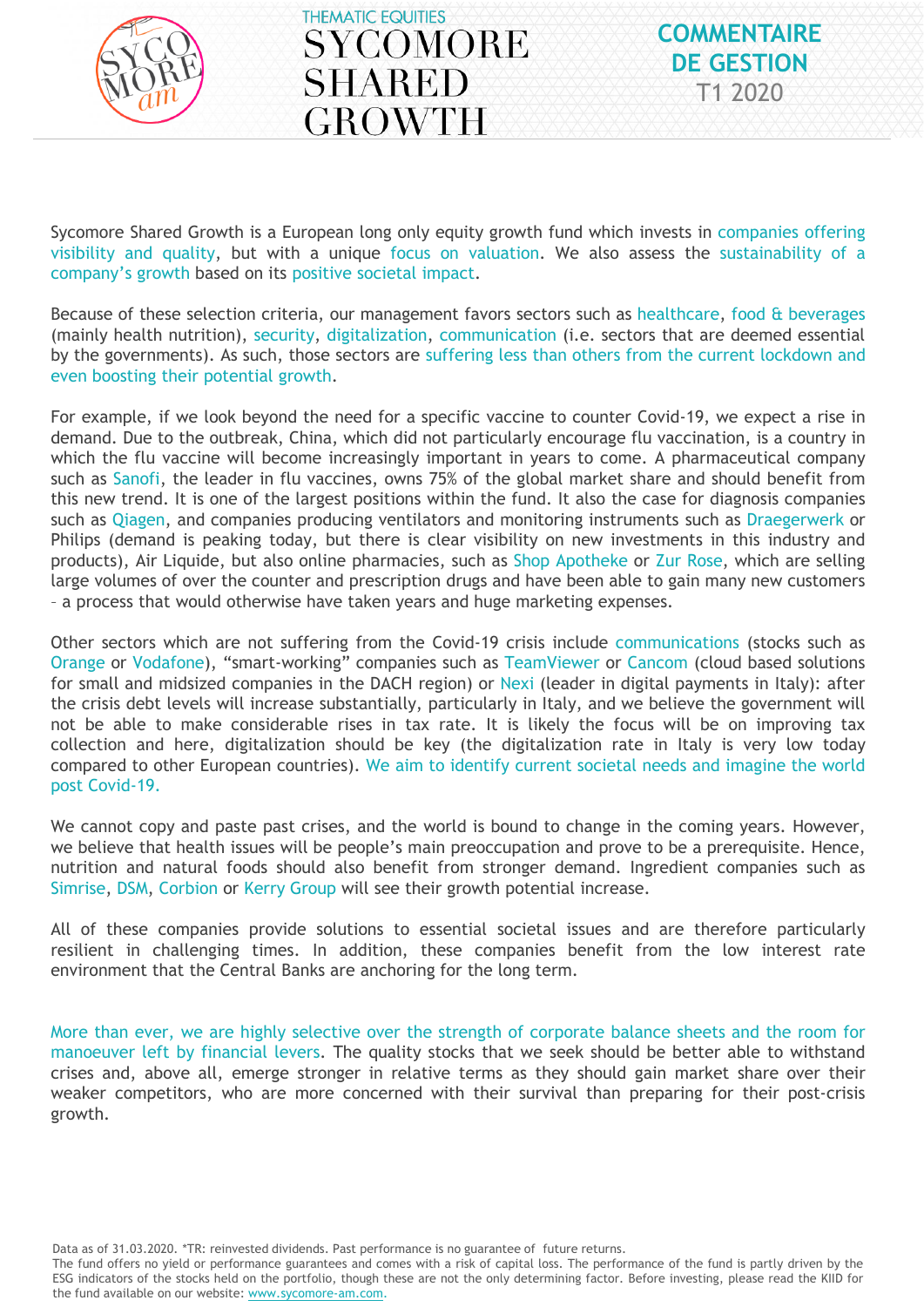Sycomore Shared Growth is a European long only equity growth fund which invests in companies offering visibility and quality, but with a unique focus on valuation. We also assess the sustainability of a company's growth based on its positive societal impact.

Because of these selection criteria, our management favors sectors such as healthcare, food & beverages (mainly health nutrition), security, digitalization, communication (i.e. sectors that are deemed essential by the governments). As such, those sectors are suffering less than others from the current lockdown and even boosting their potential growth.

For example, if we look beyond the need for a specific vaccine to counter Covid-19, we expect a rise in demand. Due to the outbreak, China, which did not particularly encourage flu vaccination, is a country in which the flu vaccine will become increasingly important in years to come. A pharmaceutical company such as Sanofi, the leader in flu vaccines, owns 75% of the global market share and should benefit from this new trend. It is one of the largest positions within the fund. It also the case for diagnosis companies such as Qiagen, and companies producing ventilators and monitoring instruments such as Draegerwerk or Philips (demand is peaking today, but there is clear visibility on new investments in this industry and products), Air Liquide, but also online pharmacies, such as Shop Apotheke or Zur Rose, which are selling large volumes of over the counter and prescription drugs and have been able to gain many new customers – a process that would otherwise have taken years and huge marketing expenses.

Other sectors which are not suffering from the Covid-19 crisis include communications (stocks such as Orange or Vodafone), "smart-working" companies such as TeamViewer or Cancom (cloud based solutions for small and midsized companies in the DACH region) or Nexi (leader in digital payments in Italy): after the crisis debt levels will increase substantially, particularly in Italy, and we believe the government will not be able to make considerable rises in tax rate. It is likely the focus will be on improving tax collection and here, digitalization should be key (the digitalization rate in Italy is very low today compared to other European countries). We aim to identify current societal needs and imagine the world post Covid-19.

We cannot copy and paste past crises, and the world is bound to change in the coming years. However, we believe that health issues will be people's main preoccupation and prove to be a prerequisite. Hence, nutrition and natural foods should also benefit from stronger demand. Ingredient companies such as Simrise, DSM, Corbion or Kerry Group will see their growth potential increase.

All of these companies provide solutions to essential societal issues and are therefore particularly resilient in challenging times. In addition, these companies benefit from the low interest rate environment that the Central Banks are anchoring for the long term.

More than ever, we are highly selective over the strength of corporate balance sheets and the room for manoeuver left by financial levers. The quality stocks that we seek should be better able to withstand crises and, above all, emerge stronger in relative terms as they should gain market share over their weaker competitors, who are more concerned with their survival than preparing for their post-crisis growth.

Data as of 31.03.2020. *TR: reinvested dividends. Past performance is no guarantee of future returns.
The fund offers no yield or performance guarantees and comes with a risk of capital loss. The performance of the fund is partly driven by the ESG indicators of the stocks held on the portfolio, though these are not the only determining factor. Before investing, please read the KIID for the fund available on our website: www.sycomore-am.com.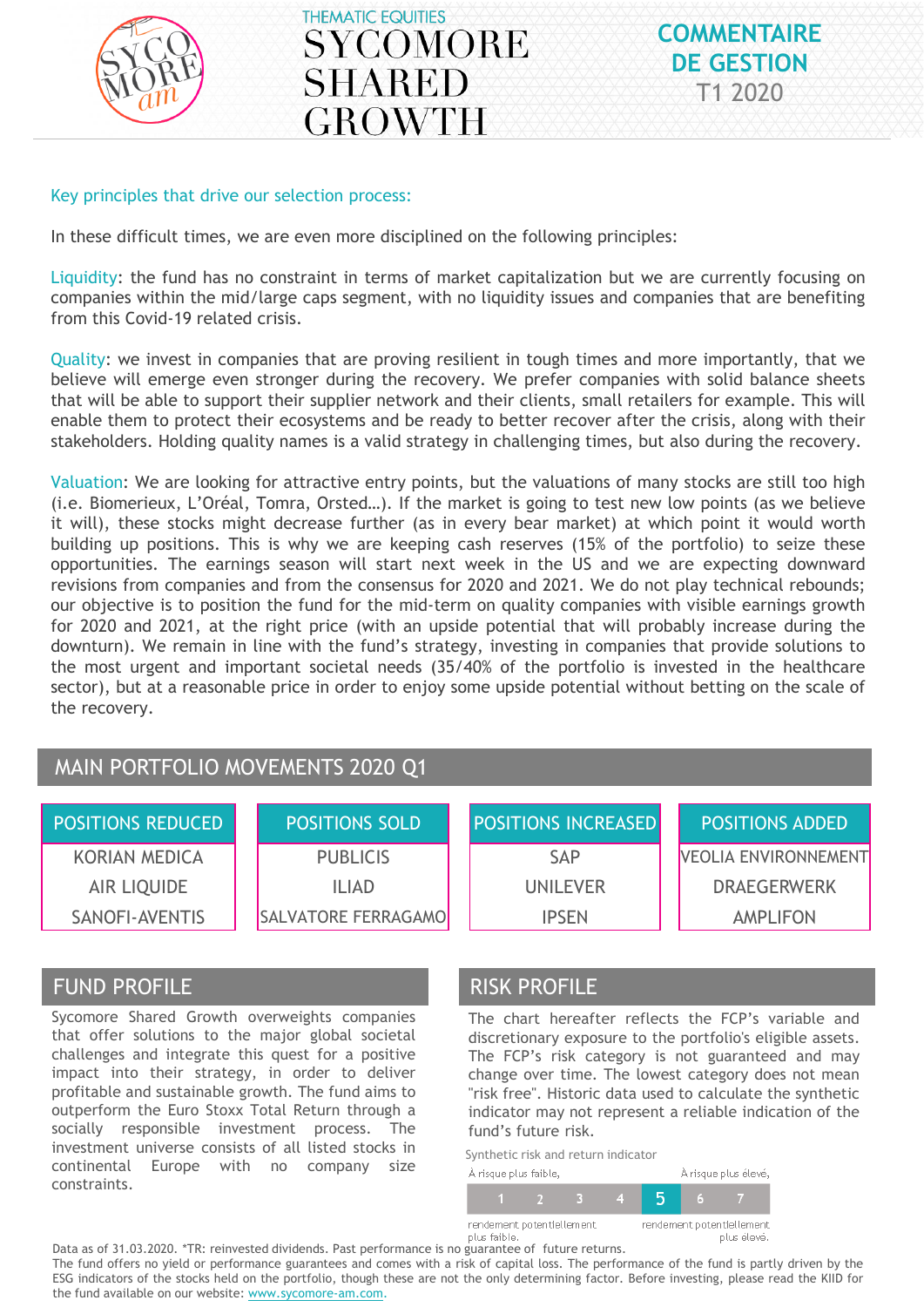THEMATIC EQUITIES

# SYCOMORE SHARED GROWTH

## COMMENTAIRE DE GESTION T1 2020

### Key principles that drive our selection process:

In these difficult times, we are even more disciplined on the following principles:

Liquidity: the fund has no constraint in terms of market capitalization but we are currently focusing on companies within the mid/large caps segment, with no liquidity issues and companies that are benefiting from this Covid-19 related crisis.

Quality: we invest in companies that are proving resilient in tough times and more importantly, that we believe will emerge even stronger during the recovery. We prefer companies with solid balance sheets that will be able to support their supplier network and their clients, small retailers for example. This will enable them to protect their ecosystems and be ready to better recover after the crisis, along with their stakeholders. Holding quality names is a valid strategy in challenging times, but also during the recovery.

Valuation: We are looking for attractive entry points, but the valuations of many stocks are still too high (i.e. Biomerieux, L'Oréal, Tomra, Orsted…). If the market is going to test new low points (as we believe it will), these stocks might decrease further (as in every bear market) at which point it would worth building up positions. This is why we are keeping cash reserves (15% of the portfolio) to seize these opportunities. The earnings season will start next week in the US and we are expecting downward revisions from companies and from the consensus for 2020 and 2021. We do not play technical rebounds; our objective is to position the fund for the mid-term on quality companies with visible earnings growth for 2020 and 2021, at the right price (with an upside potential that will probably increase during the downturn). We remain in line with the fund's strategy, investing in companies that provide solutions to the most urgent and important societal needs (35/40% of the portfolio is invested in the healthcare sector), but at a reasonable price in order to enjoy some upside potential without betting on the scale of the recovery.

## MAIN PORTFOLIO MOVEMENTS 2020 Q1

| POSITIONS REDUCED | POSITIONS SOLD | POSITIONS INCREASED | POSITIONS ADDED |
|---|---|---|---|
| KORIAN MEDICA | PUBLICIS | SAP | VEOLIA ENVIRONNEMENT |
| AIR LIQUIDE | ILIAD | UNILEVER | DRAEGERWERK |
| SANOFI-AVENTIS | SALVATORE FERRAGAMO | IPSEN | AMPLIFON |

## FUND PROFILE

Sycomore Shared Growth overweights companies that offer solutions to the major global societal challenges and integrate this quest for a positive impact into their strategy, in order to deliver profitable and sustainable growth. The fund aims to outperform the Euro Stoxx Total Return through a socially responsible investment process. The investment universe consists of all listed stocks in continental Europe with no company size constraints.

## RISK PROFILE

The chart hereafter reflects the FCP's variable and discretionary exposure to the portfolio's eligible assets. The FCP's risk category is not guaranteed and may change over time. The lowest category does not mean "risk free". Historic data used to calculate the synthetic indicator may not represent a reliable indication of the fund's future risk.

Synthetic risk and return indicator

À risque plus faible, — À risque plus élevé,

1 2 3 4 **5** 6 7

rendement potentiellement plus faible. — rendement potentiellement plus élevé.

Data as of 31.03.2020. *TR: reinvested dividends. Past performance is no guarantee of future returns.
The fund offers no yield or performance guarantees and comes with a risk of capital loss. The performance of the fund is partly driven by the ESG indicators of the stocks held on the portfolio, though these are not the only determining factor. Before investing, please read the KIID for the fund available on our website: www.sycomore-am.com.